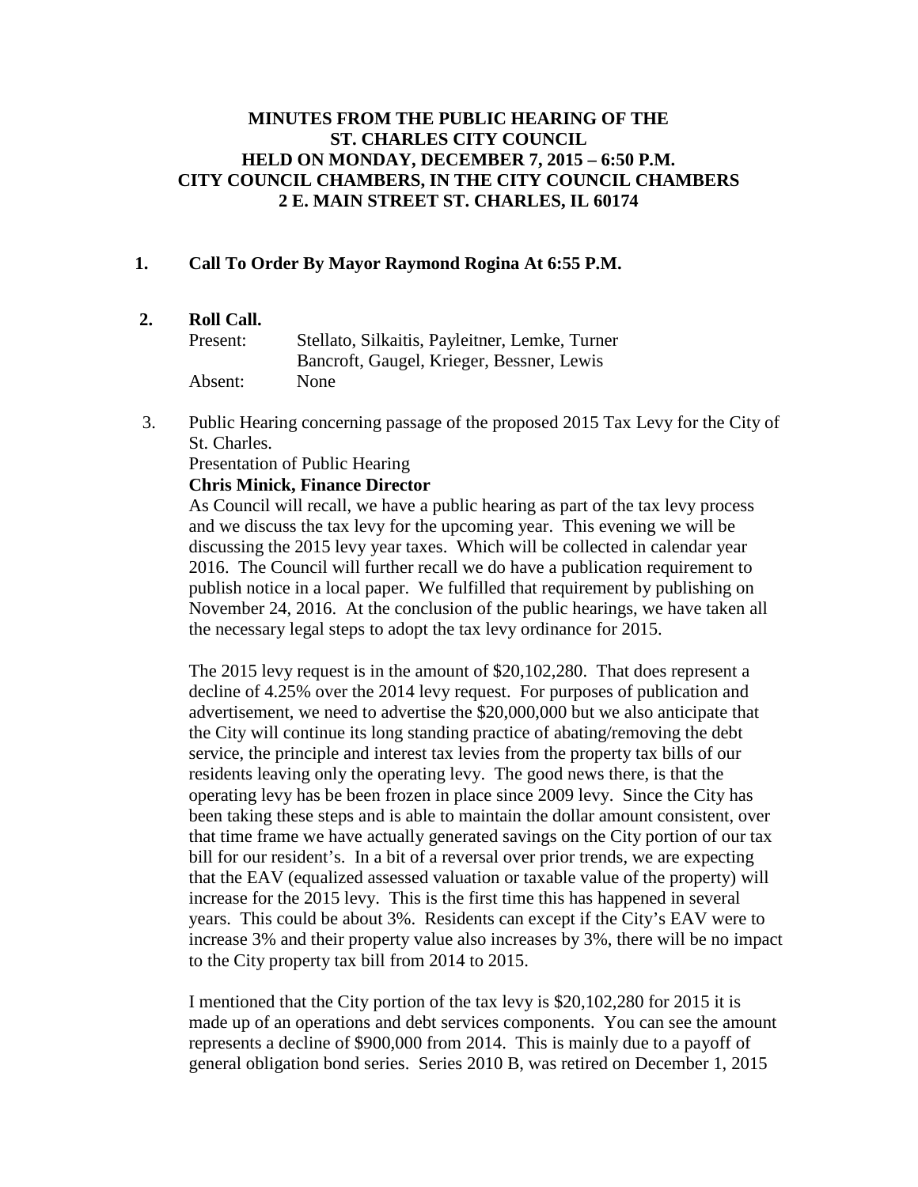**MINUTES FROM THE PUBLIC HEARING OF THE ST. CHARLES CITY COUNCIL HELD ON MONDAY, DECEMBER 7, 2015 – 6:50 P.M. CITY COUNCIL CHAMBERS, IN THE CITY COUNCIL CHAMBERS 2 E. MAIN STREET ST. CHARLES, IL 60174**

**1. Call To Order By Mayor Raymond Rogina At 6:55 P.M.**

**2. Roll Call.**

Present: Stellato, Silkaitis, Payleitner, Lemke, Turner Bancroft, Gaugel, Krieger, Bessner, Lewis

Absent: None

3. Public Hearing concerning passage of the proposed 2015 Tax Levy for the City of St. Charles.

Presentation of Public Hearing

**Chris Minick, Finance Director**

As Council will recall, we have a public hearing as part of the tax levy process and we discuss the tax levy for the upcoming year. This evening we will be discussing the 2015 levy year taxes. Which will be collected in calendar year 2016. The Council will further recall we do have a publication requirement to publish notice in a local paper. We fulfilled that requirement by publishing on November 24, 2016. At the conclusion of the public hearings, we have taken all the necessary legal steps to adopt the tax levy ordinance for 2015.

The 2015 levy request is in the amount of $20,102,280. That does represent a decline of 4.25% over the 2014 levy request. For purposes of publication and advertisement, we need to advertise the $20,000,000 but we also anticipate that the City will continue its long standing practice of abating/removing the debt service, the principle and interest tax levies from the property tax bills of our residents leaving only the operating levy. The good news there, is that the operating levy has be been frozen in place since 2009 levy. Since the City has been taking these steps and is able to maintain the dollar amount consistent, over that time frame we have actually generated savings on the City portion of our tax bill for our resident's. In a bit of a reversal over prior trends, we are expecting that the EAV (equalized assessed valuation or taxable value of the property) will increase for the 2015 levy. This is the first time this has happened in several years. This could be about 3%. Residents can except if the City's EAV were to increase 3% and their property value also increases by 3%, there will be no impact to the City property tax bill from 2014 to 2015.

I mentioned that the City portion of the tax levy is $20,102,280 for 2015 it is made up of an operations and debt services components. You can see the amount represents a decline of $900,000 from 2014. This is mainly due to a payoff of general obligation bond series. Series 2010 B, was retired on December 1, 2015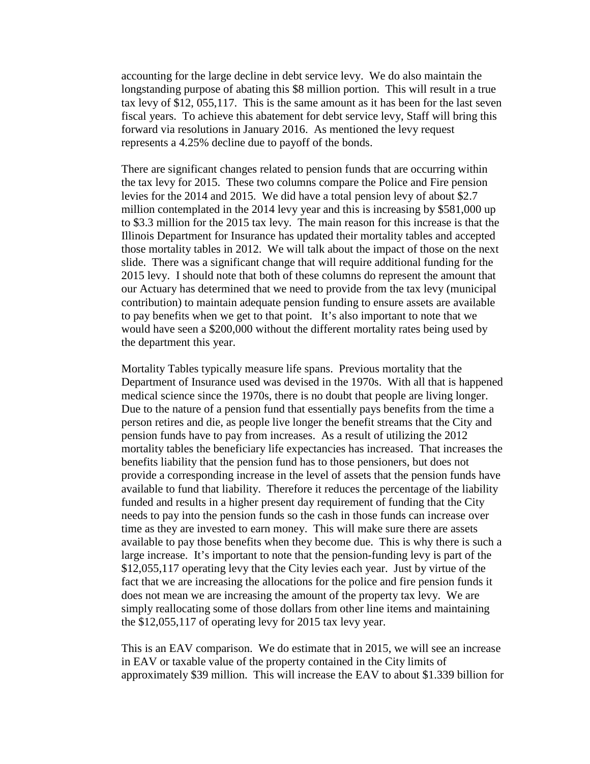accounting for the large decline in debt service levy. We do also maintain the longstanding purpose of abating this $8 million portion. This will result in a true tax levy of $12, 055,117. This is the same amount as it has been for the last seven fiscal years. To achieve this abatement for debt service levy, Staff will bring this forward via resolutions in January 2016. As mentioned the levy request represents a 4.25% decline due to payoff of the bonds.

There are significant changes related to pension funds that are occurring within the tax levy for 2015. These two columns compare the Police and Fire pension levies for the 2014 and 2015. We did have a total pension levy of about $2.7 million contemplated in the 2014 levy year and this is increasing by $581,000 up to $3.3 million for the 2015 tax levy. The main reason for this increase is that the Illinois Department for Insurance has updated their mortality tables and accepted those mortality tables in 2012. We will talk about the impact of those on the next slide. There was a significant change that will require additional funding for the 2015 levy. I should note that both of these columns do represent the amount that our Actuary has determined that we need to provide from the tax levy (municipal contribution) to maintain adequate pension funding to ensure assets are available to pay benefits when we get to that point. It's also important to note that we would have seen a $200,000 without the different mortality rates being used by the department this year.

Mortality Tables typically measure life spans. Previous mortality that the Department of Insurance used was devised in the 1970s. With all that is happened medical science since the 1970s, there is no doubt that people are living longer. Due to the nature of a pension fund that essentially pays benefits from the time a person retires and die, as people live longer the benefit streams that the City and pension funds have to pay from increases. As a result of utilizing the 2012 mortality tables the beneficiary life expectancies has increased. That increases the benefits liability that the pension fund has to those pensioners, but does not provide a corresponding increase in the level of assets that the pension funds have available to fund that liability. Therefore it reduces the percentage of the liability funded and results in a higher present day requirement of funding that the City needs to pay into the pension funds so the cash in those funds can increase over time as they are invested to earn money. This will make sure there are assets available to pay those benefits when they become due. This is why there is such a large increase. It's important to note that the pension-funding levy is part of the $12,055,117 operating levy that the City levies each year. Just by virtue of the fact that we are increasing the allocations for the police and fire pension funds it does not mean we are increasing the amount of the property tax levy. We are simply reallocating some of those dollars from other line items and maintaining the $12,055,117 of operating levy for 2015 tax levy year.

This is an EAV comparison. We do estimate that in 2015, we will see an increase in EAV or taxable value of the property contained in the City limits of approximately $39 million. This will increase the EAV to about $1.339 billion for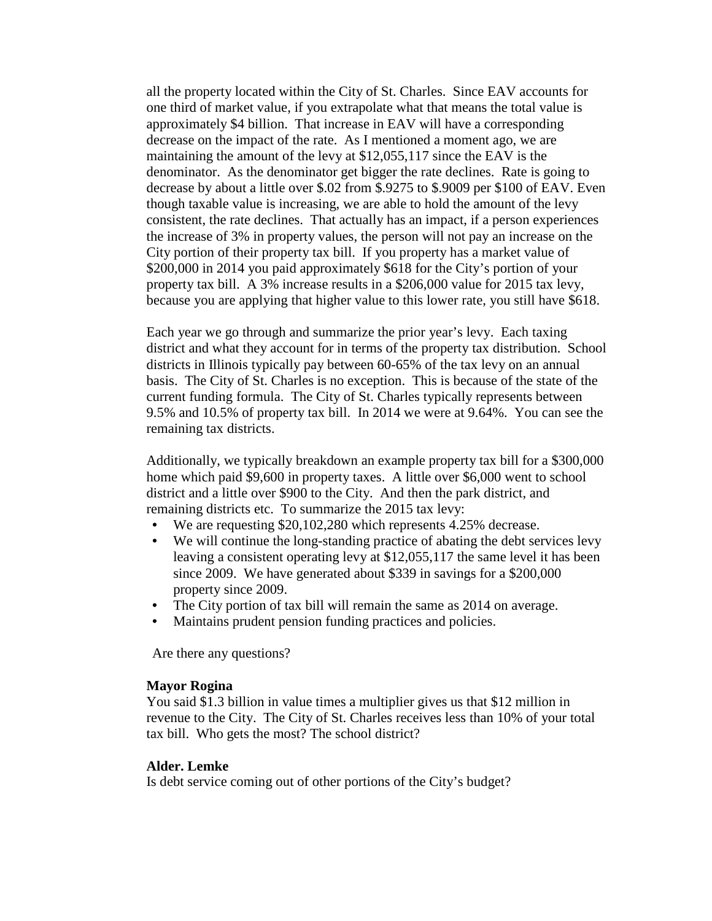all the property located within the City of St. Charles. Since EAV accounts for one third of market value, if you extrapolate what that means the total value is approximately $4 billion. That increase in EAV will have a corresponding decrease on the impact of the rate. As I mentioned a moment ago, we are maintaining the amount of the levy at $12,055,117 since the EAV is the denominator. As the denominator get bigger the rate declines. Rate is going to decrease by about a little over $.02 from $.9275 to $.9009 per $100 of EAV. Even though taxable value is increasing, we are able to hold the amount of the levy consistent, the rate declines. That actually has an impact, if a person experiences the increase of 3% in property values, the person will not pay an increase on the City portion of their property tax bill. If you property has a market value of $200,000 in 2014 you paid approximately $618 for the City's portion of your property tax bill. A 3% increase results in a $206,000 value for 2015 tax levy, because you are applying that higher value to this lower rate, you still have $618.

Each year we go through and summarize the prior year's levy. Each taxing district and what they account for in terms of the property tax distribution. School districts in Illinois typically pay between 60-65% of the tax levy on an annual basis. The City of St. Charles is no exception. This is because of the state of the current funding formula. The City of St. Charles typically represents between 9.5% and 10.5% of property tax bill. In 2014 we were at 9.64%. You can see the remaining tax districts.

Additionally, we typically breakdown an example property tax bill for a $300,000 home which paid $9,600 in property taxes. A little over $6,000 went to school district and a little over $900 to the City. And then the park district, and remaining districts etc. To summarize the 2015 tax levy:

- We are requesting $20,102,280 which represents 4.25% decrease.
- We will continue the long-standing practice of abating the debt services levy leaving a consistent operating levy at $12,055,117 the same level it has been since 2009. We have generated about $339 in savings for a $200,000 property since 2009.
- The City portion of tax bill will remain the same as 2014 on average.
- Maintains prudent pension funding practices and policies.

Are there any questions?

**Mayor Rogina**
You said $1.3 billion in value times a multiplier gives us that $12 million in revenue to the City. The City of St. Charles receives less than 10% of your total tax bill. Who gets the most? The school district?

**Alder. Lemke**
Is debt service coming out of other portions of the City's budget?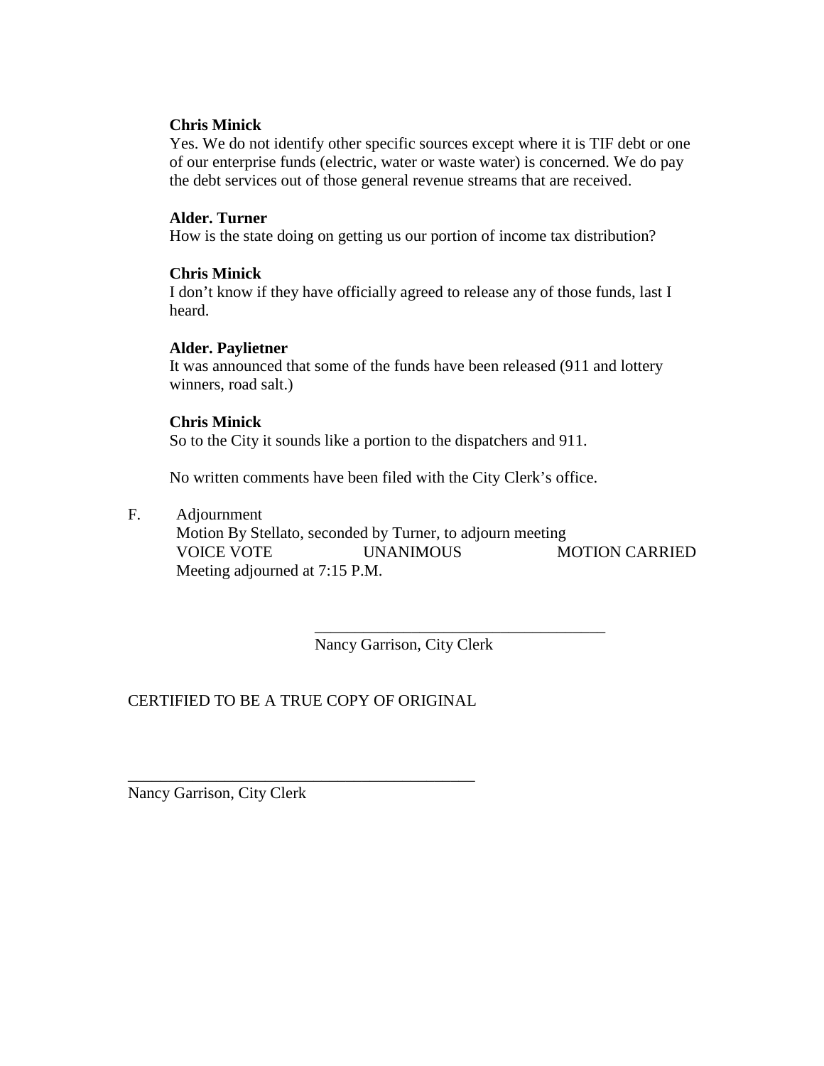**Chris Minick**
Yes. We do not identify other specific sources except where it is TIF debt or one of our enterprise funds (electric, water or waste water) is concerned. We do pay the debt services out of those general revenue streams that are received.

**Alder. Turner**
How is the state doing on getting us our portion of income tax distribution?

**Chris Minick**
I don't know if they have officially agreed to release any of those funds, last I heard.

**Alder. Paylietner**
It was announced that some of the funds have been released (911 and lottery winners, road salt.)

**Chris Minick**
So to the City it sounds like a portion to the dispatchers and 911.

No written comments have been filed with the City Clerk's office.

F. Adjournment
Motion By Stellato, seconded by Turner, to adjourn meeting
VOICE VOTE UNANIMOUS MOTION CARRIED
Meeting adjourned at 7:15 P.M.

_____________________________________
Nancy Garrison, City Clerk

CERTIFIED TO BE A TRUE COPY OF ORIGINAL

_____________________________________________
Nancy Garrison, City Clerk